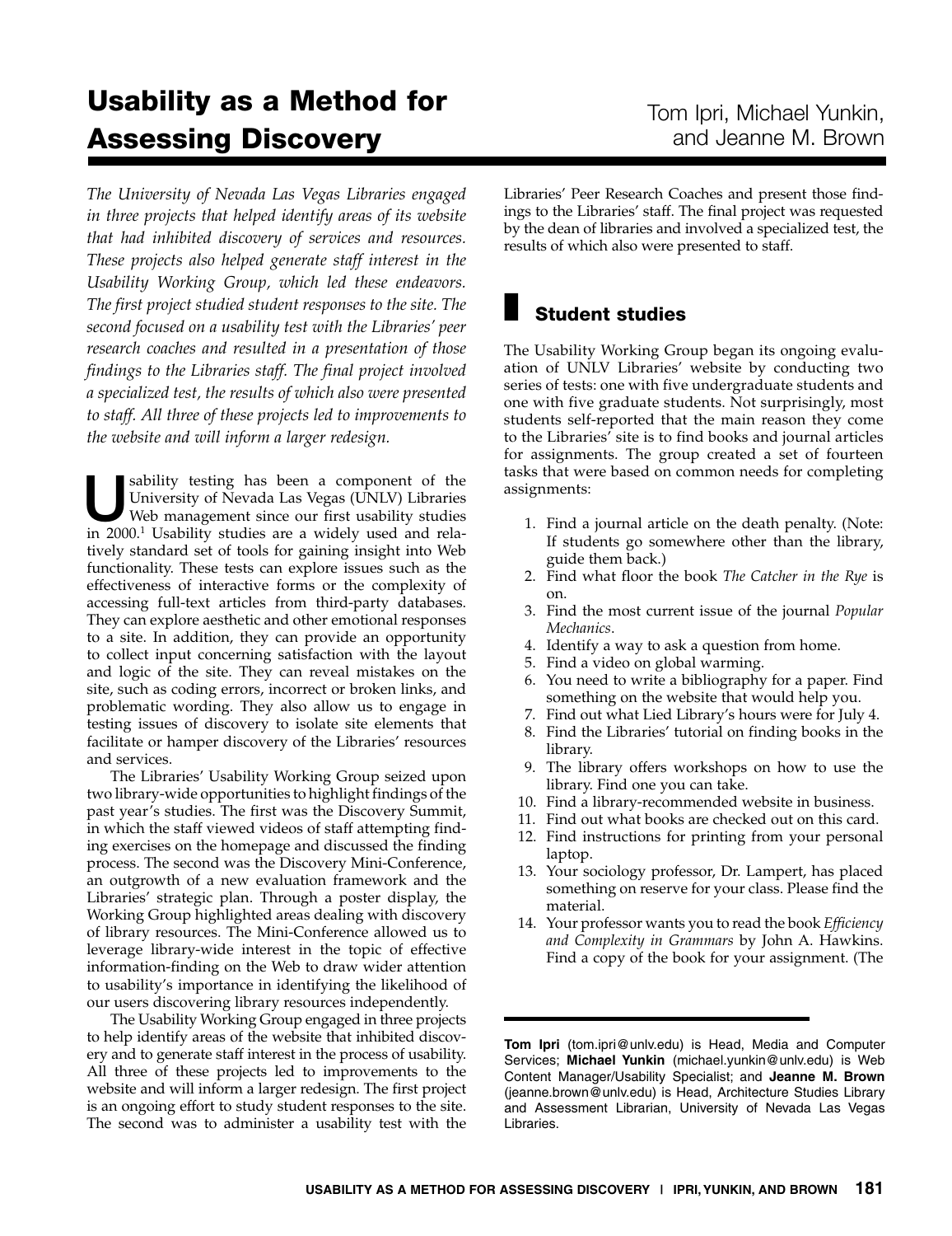# Usability as a Method for Assessing Discovery

Tom Ipri, Michael Yunkin, and Jeanne M. Brown

*The University of Nevada Las Vegas Libraries engaged in three projects that helped identify areas of its website that had inhibited discovery of services and resources. These projects also helped generate staff interest in the Usability Working Group, which led these endeavors. The first project studied student responses to the site. The second focused on a usability test with the Libraries' peer research coaches and resulted in a presentation of those findings to the Libraries staff. The final project involved a specialized test, the results of which also were presented to staff. All three of these projects led to improvements to the website and will inform a larger redesign.*

Usability testing has been a component of the University of Nevada Las Vegas (UNLV) Libraries Web management since our first usability studies in 2000.[1] Usability studies are a widely used and relatively standard set of tools for gaining insight into Web functionality. These tests can explore issues such as the effectiveness of interactive forms or the complexity of accessing full-text articles from third-party databases. They can explore aesthetic and other emotional responses to a site. In addition, they can provide an opportunity to collect input concerning satisfaction with the layout and logic of the site. They can reveal mistakes on the site, such as coding errors, incorrect or broken links, and problematic wording. They also allow us to engage in testing issues of discovery to isolate site elements that facilitate or hamper discovery of the Libraries' resources and services.

The Libraries' Usability Working Group seized upon two library-wide opportunities to highlight findings of the past year's studies. The first was the Discovery Summit, in which the staff viewed videos of staff attempting finding exercises on the homepage and discussed the finding process. The second was the Discovery Mini-Conference, an outgrowth of a new evaluation framework and the Libraries' strategic plan. Through a poster display, the Working Group highlighted areas dealing with discovery of library resources. The Mini-Conference allowed us to leverage library-wide interest in the topic of effective information-finding on the Web to draw wider attention to usability's importance in identifying the likelihood of our users discovering library resources independently.

The Usability Working Group engaged in three projects to help identify areas of the website that inhibited discovery and to generate staff interest in the process of usability. All three of these projects led to improvements to the website and will inform a larger redesign. The first project is an ongoing effort to study student responses to the site. The second was to administer a usability test with the Libraries' Peer Research Coaches and present those findings to the Libraries' staff. The final project was requested by the dean of libraries and involved a specialized test, the results of which also were presented to staff.

## Student studies

The Usability Working Group began its ongoing evaluation of UNLV Libraries' website by conducting two series of tests: one with five undergraduate students and one with five graduate students. Not surprisingly, most students self-reported that the main reason they come to the Libraries' site is to find books and journal articles for assignments. The group created a set of fourteen tasks that were based on common needs for completing assignments:

1. Find a journal article on the death penalty. (Note: If students go somewhere other than the library, guide them back.)
2. Find what floor the book *The Catcher in the Rye* is on.
3. Find the most current issue of the journal *Popular Mechanics*.
4. Identify a way to ask a question from home.
5. Find a video on global warming.
6. You need to write a bibliography for a paper. Find something on the website that would help you.
7. Find out what Lied Library's hours were for July 4.
8. Find the Libraries' tutorial on finding books in the library.
9. The library offers workshops on how to use the library. Find one you can take.
10. Find a library-recommended website in business.
11. Find out what books are checked out on this card.
12. Find instructions for printing from your personal laptop.
13. Your sociology professor, Dr. Lampert, has placed something on reserve for your class. Please find the material.
14. Your professor wants you to read the book *Efficiency and Complexity in Grammars* by John A. Hawkins. Find a copy of the book for your assignment. (The

---

**Tom Ipri** (tom.ipri@unlv.edu) is Head, Media and Computer Services; **Michael Yunkin** (michael.yunkin@unlv.edu) is Web Content Manager/Usability Specialist; and **Jeanne M. Brown** (jeanne.brown@unlv.edu) is Head, Architecture Studies Library and Assessment Librarian, University of Nevada Las Vegas Libraries.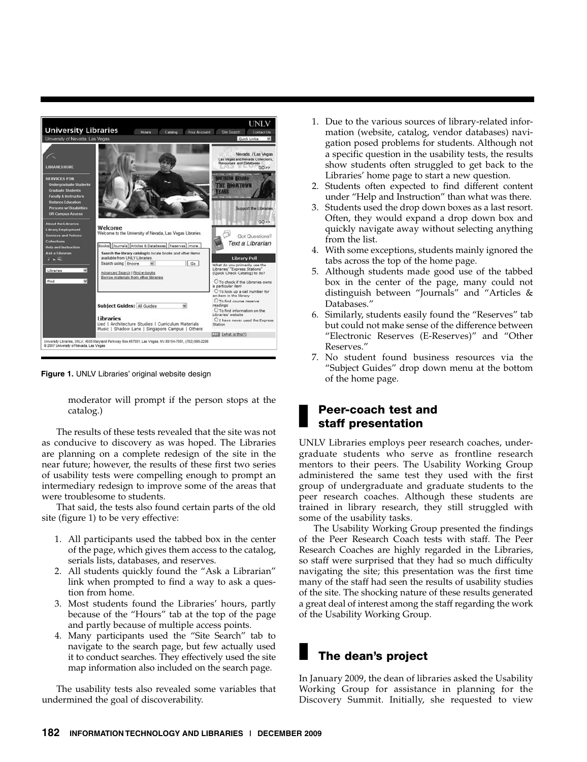Figure 1. UNLV Libraries' original website design

moderator will prompt if the person stops at the catalog.)

The results of these tests revealed that the site was not as conducive to discovery as was hoped. The Libraries are planning on a complete redesign of the site in the near future; however, the results of these first two series of usability tests were compelling enough to prompt an intermediary redesign to improve some of the areas that were troublesome to students.

That said, the tests also found certain parts of the old site (figure 1) to be very effective:

1. All participants used the tabbed box in the center of the page, which gives them access to the catalog, serials lists, databases, and reserves.
2. All students quickly found the "Ask a Librarian" link when prompted to find a way to ask a question from home.
3. Most students found the Libraries' hours, partly because of the "Hours" tab at the top of the page and partly because of multiple access points.
4. Many participants used the "Site Search" tab to navigate to the search page, but few actually used it to conduct searches. They effectively used the site map information also included on the search page.

The usability tests also revealed some variables that undermined the goal of discoverability.

1. Due to the various sources of library-related information (website, catalog, vendor databases) navigation posed problems for students. Although not a specific question in the usability tests, the results show students often struggled to get back to the Libraries' home page to start a new question.
2. Students often expected to find different content under "Help and Instruction" than what was there.
3. Students used the drop down boxes as a last resort. Often, they would expand a drop down box and quickly navigate away without selecting anything from the list.
4. With some exceptions, students mainly ignored the tabs across the top of the home page.
5. Although students made good use of the tabbed box in the center of the page, many could not distinguish between "Journals" and "Articles & Databases."
6. Similarly, students easily found the "Reserves" tab but could not make sense of the difference between "Electronic Reserves (E-Reserves)" and "Other Reserves."
7. No student found business resources via the "Subject Guides" drop down menu at the bottom of the home page.

## Peer-coach test and staff presentation

UNLV Libraries employs peer research coaches, undergraduate students who serve as frontline research mentors to their peers. The Usability Working Group administered the same test they used with the first group of undergraduate and graduate students to the peer research coaches. Although these students are trained in library research, they still struggled with some of the usability tasks.

The Usability Working Group presented the findings of the Peer Research Coach tests with staff. The Peer Research Coaches are highly regarded in the Libraries, so staff were surprised that they had so much difficulty navigating the site; this presentation was the first time many of the staff had seen the results of usability studies of the site. The shocking nature of these results generated a great deal of interest among the staff regarding the work of the Usability Working Group.

## The dean's project

In January 2009, the dean of libraries asked the Usability Working Group for assistance in planning for the Discovery Summit. Initially, she requested to view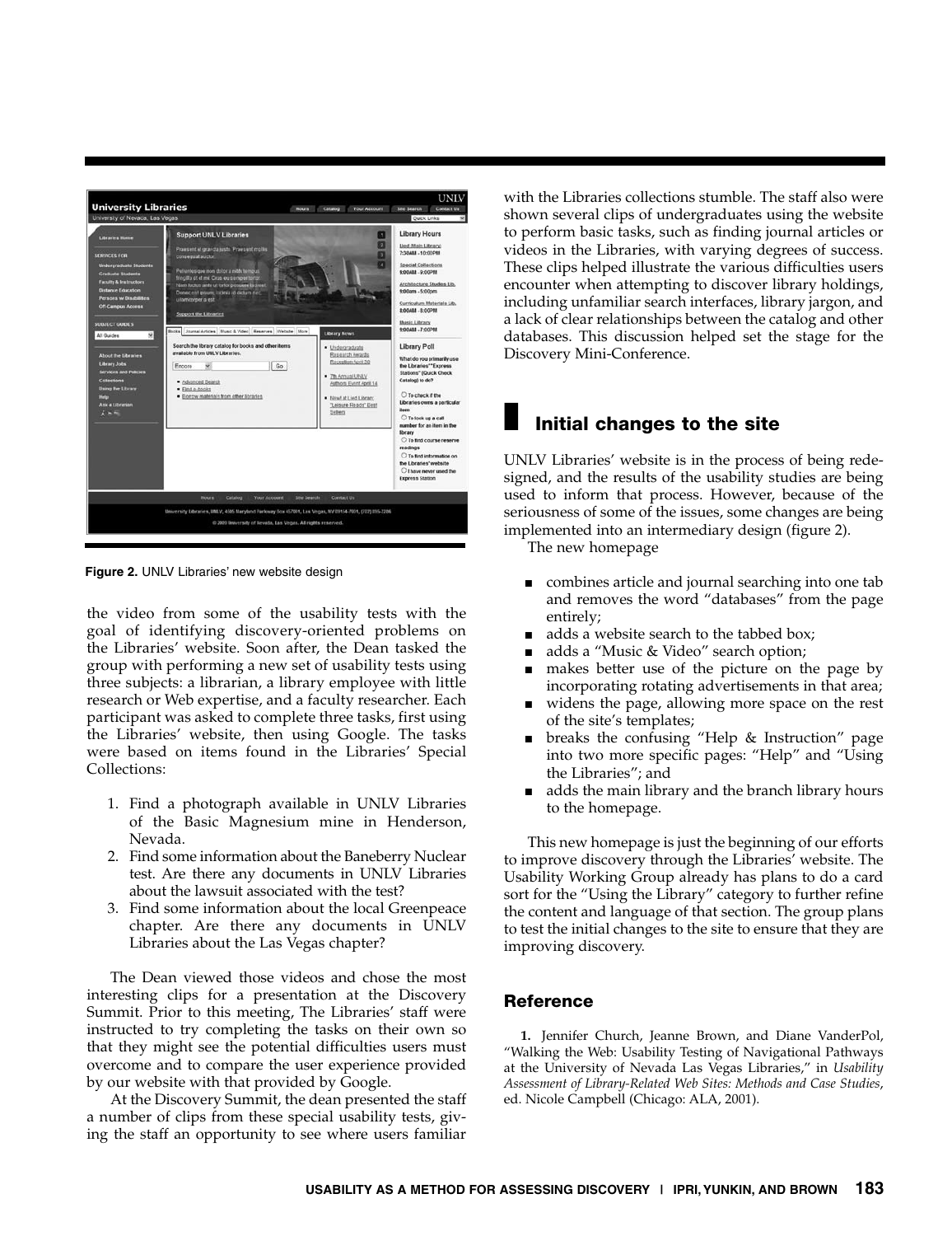Figure 2. UNLV Libraries' new website design

the video from some of the usability tests with the goal of identifying discovery-oriented problems on the Libraries' website. Soon after, the Dean tasked the group with performing a new set of usability tests using three subjects: a librarian, a library employee with little research or Web expertise, and a faculty researcher. Each participant was asked to complete three tasks, first using the Libraries' website, then using Google. The tasks were based on items found in the Libraries' Special Collections:

1. Find a photograph available in UNLV Libraries of the Basic Magnesium mine in Henderson, Nevada.
2. Find some information about the Baneberry Nuclear test. Are there any documents in UNLV Libraries about the lawsuit associated with the test?
3. Find some information about the local Greenpeace chapter. Are there any documents in UNLV Libraries about the Las Vegas chapter?

The Dean viewed those videos and chose the most interesting clips for a presentation at the Discovery Summit. Prior to this meeting, The Libraries' staff were instructed to try completing the tasks on their own so that they might see the potential difficulties users must overcome and to compare the user experience provided by our website with that provided by Google.

At the Discovery Summit, the dean presented the staff a number of clips from these special usability tests, giving the staff an opportunity to see where users familiar with the Libraries collections stumble. The staff also were shown several clips of undergraduates using the website to perform basic tasks, such as finding journal articles or videos in the Libraries, with varying degrees of success. These clips helped illustrate the various difficulties users encounter when attempting to discover library holdings, including unfamiliar search interfaces, library jargon, and a lack of clear relationships between the catalog and other databases. This discussion helped set the stage for the Discovery Mini-Conference.

## Initial changes to the site

UNLV Libraries' website is in the process of being redesigned, and the results of the usability studies are being used to inform that process. However, because of the seriousness of some of the issues, some changes are being implemented into an intermediary design (figure 2).

The new homepage

- combines article and journal searching into one tab and removes the word "databases" from the page entirely;
- adds a website search to the tabbed box;
- adds a "Music & Video" search option;
- makes better use of the picture on the page by incorporating rotating advertisements in that area;
- widens the page, allowing more space on the rest of the site's templates;
- breaks the confusing "Help & Instruction" page into two more specific pages: "Help" and "Using the Libraries"; and
- adds the main library and the branch library hours to the homepage.

This new homepage is just the beginning of our efforts to improve discovery through the Libraries' website. The Usability Working Group already has plans to do a card sort for the "Using the Library" category to further refine the content and language of that section. The group plans to test the initial changes to the site to ensure that they are improving discovery.

## Reference

1. Jennifer Church, Jeanne Brown, and Diane VanderPol, "Walking the Web: Usability Testing of Navigational Pathways at the University of Nevada Las Vegas Libraries," in *Usability Assessment of Library-Related Web Sites: Methods and Case Studies*, ed. Nicole Campbell (Chicago: ALA, 2001).